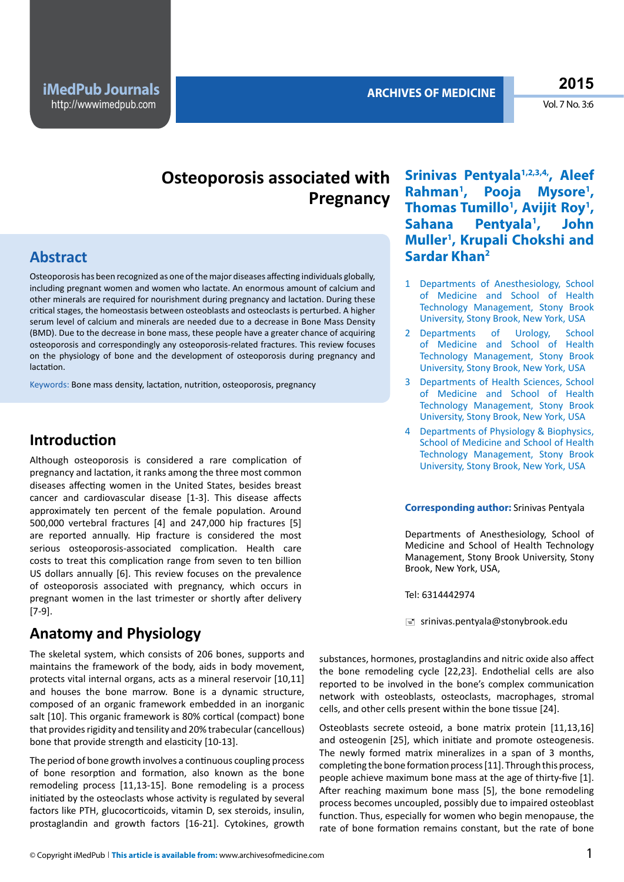# Osteoporosis associated with Pregnancy

**Srinivas Pentyala[1,2,3,4], Aleef Rahman[1], Pooja Mysore[1], Thomas Tumillo[1], Avijit Roy[1], Sahana Pentyala[1], John Muller[1], Krupali Chokshi and Sardar Khan[2]**

1. Departments of Anesthesiology, School of Medicine and School of Health Technology Management, Stony Brook University, Stony Brook, New York, USA
2. Departments of Urology, School of Medicine and School of Health Technology Management, Stony Brook University, Stony Brook, New York, USA
3. Departments of Health Sciences, School of Medicine and School of Health Technology Management, Stony Brook University, Stony Brook, New York, USA
4. Departments of Physiology & Biophysics, School of Medicine and School of Health Technology Management, Stony Brook University, Stony Brook, New York, USA

**Corresponding author:** Srinivas Pentyala

Departments of Anesthesiology, School of Medicine and School of Health Technology Management, Stony Brook University, Stony Brook, New York, USA,

Tel: 6314442974

srinivas.pentyala@stonybrook.edu

## Abstract

Osteoporosis has been recognized as one of the major diseases affecting individuals globally, including pregnant women and women who lactate. An enormous amount of calcium and other minerals are required for nourishment during pregnancy and lactation. During these critical stages, the homeostasis between osteoblasts and osteoclasts is perturbed. A higher serum level of calcium and minerals are needed due to a decrease in Bone Mass Density (BMD). Due to the decrease in bone mass, these people have a greater chance of acquiring osteoporosis and correspondingly any osteoporosis-related fractures. This review focuses on the physiology of bone and the development of osteoporosis during pregnancy and lactation.

Keywords: Bone mass density, lactation, nutrition, osteoporosis, pregnancy

## Introduction

Although osteoporosis is considered a rare complication of pregnancy and lactation, it ranks among the three most common diseases affecting women in the United States, besides breast cancer and cardiovascular disease [1-3]. This disease affects approximately ten percent of the female population. Around 500,000 vertebral fractures [4] and 247,000 hip fractures [5] are reported annually. Hip fracture is considered the most serious osteoporosis-associated complication. Health care costs to treat this complication range from seven to ten billion US dollars annually [6]. This review focuses on the prevalence of osteoporosis associated with pregnancy, which occurs in pregnant women in the last trimester or shortly after delivery [7-9].

## Anatomy and Physiology

The skeletal system, which consists of 206 bones, supports and maintains the framework of the body, aids in body movement, protects vital internal organs, acts as a mineral reservoir [10,11] and houses the bone marrow. Bone is a dynamic structure, composed of an organic framework embedded in an inorganic salt [10]. This organic framework is 80% cortical (compact) bone that provides rigidity and tensility and 20% trabecular (cancellous) bone that provide strength and elasticity [10-13].

The period of bone growth involves a continuous coupling process of bone resorption and formation, also known as the bone remodeling process [11,13-15]. Bone remodeling is a process initiated by the osteoclasts whose activity is regulated by several factors like PTH, glucocorticoids, vitamin D, sex steroids, insulin, prostaglandin and growth factors [16-21]. Cytokines, growth substances, hormones, prostaglandins and nitric oxide also affect the bone remodeling cycle [22,23]. Endothelial cells are also reported to be involved in the bone's complex communication network with osteoblasts, osteoclasts, macrophages, stromal cells, and other cells present within the bone tissue [24].

Osteoblasts secrete osteoid, a bone matrix protein [11,13,16] and osteogenin [25], which initiate and promote osteogenesis. The newly formed matrix mineralizes in a span of 3 months, completing the bone formation process [11]. Through this process, people achieve maximum bone mass at the age of thirty-five [1]. After reaching maximum bone mass [5], the bone remodeling process becomes uncoupled, possibly due to impaired osteoblast function. Thus, especially for women who begin menopause, the rate of bone formation remains constant, but the rate of bone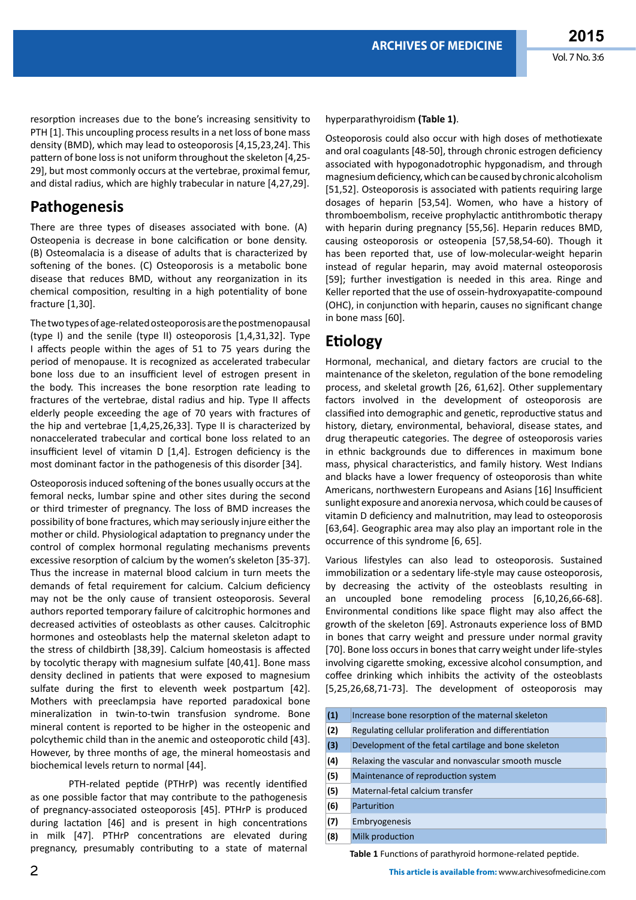resorption increases due to the bone's increasing sensitivity to PTH [1]. This uncoupling process results in a net loss of bone mass density (BMD), which may lead to osteoporosis [4,15,23,24]. This pattern of bone loss is not uniform throughout the skeleton [4,25-29], but most commonly occurs at the vertebrae, proximal femur, and distal radius, which are highly trabecular in nature [4,27,29].

## Pathogenesis

There are three types of diseases associated with bone. (A) Osteopenia is decrease in bone calcification or bone density. (B) Osteomalacia is a disease of adults that is characterized by softening of the bones. (C) Osteoporosis is a metabolic bone disease that reduces BMD, without any reorganization in its chemical composition, resulting in a high potentiality of bone fracture [1,30].

The two types of age-related osteoporosis are the postmenopausal (type I) and the senile (type II) osteoporosis [1,4,31,32]. Type I affects people within the ages of 51 to 75 years during the period of menopause. It is recognized as accelerated trabecular bone loss due to an insufficient level of estrogen present in the body. This increases the bone resorption rate leading to fractures of the vertebrae, distal radius and hip. Type II affects elderly people exceeding the age of 70 years with fractures of the hip and vertebrae [1,4,25,26,33]. Type II is characterized by nonaccelerated trabecular and cortical bone loss related to an insufficient level of vitamin D [1,4]. Estrogen deficiency is the most dominant factor in the pathogenesis of this disorder [34].

Osteoporosis induced softening of the bones usually occurs at the femoral necks, lumbar spine and other sites during the second or third trimester of pregnancy. The loss of BMD increases the possibility of bone fractures, which may seriously injure either the mother or child. Physiological adaptation to pregnancy under the control of complex hormonal regulating mechanisms prevents excessive resorption of calcium by the women's skeleton [35-37]. Thus the increase in maternal blood calcium in turn meets the demands of fetal requirement for calcium. Calcium deficiency may not be the only cause of transient osteoporosis. Several authors reported temporary failure of calcitrophic hormones and decreased activities of osteoblasts as other causes. Calcitrophic hormones and osteoblasts help the maternal skeleton adapt to the stress of childbirth [38,39]. Calcium homeostasis is affected by tocolytic therapy with magnesium sulfate [40,41]. Bone mass density declined in patients that were exposed to magnesium sulfate during the first to eleventh week postpartum [42]. Mothers with preeclampsia have reported paradoxical bone mineralization in twin-to-twin transfusion syndrome. Bone mineral content is reported to be higher in the osteopenic and polcythemic child than in the anemic and osteoporotic child [43]. However, by three months of age, the mineral homeostasis and biochemical levels return to normal [44].

PTH-related peptide (PTHrP) was recently identified as one possible factor that may contribute to the pathogenesis of pregnancy-associated osteoporosis [45]. PTHrP is produced during lactation [46] and is present in high concentrations in milk [47]. PTHrP concentrations are elevated during pregnancy, presumably contributing to a state of maternal hyperparathyroidism **(Table 1)**.

Osteoporosis could also occur with high doses of methotiexate and oral coagulants [48-50], through chronic estrogen deficiency associated with hypogonadotrophic hypgonadism, and through magnesium deficiency, which can be caused by chronic alcoholism [51,52]. Osteoporosis is associated with patients requiring large dosages of heparin [53,54]. Women, who have a history of thromboembolism, receive prophylactic antithrombotic therapy with heparin during pregnancy [55,56]. Heparin reduces BMD, causing osteoporosis or osteopenia [57,58,54-60]. Though it has been reported that, use of low-molecular-weight heparin instead of regular heparin, may avoid maternal osteoporosis [59]; further investigation is needed in this area. Ringe and Keller reported that the use of ossein-hydroxyapatite-compound (OHC), in conjunction with heparin, causes no significant change in bone mass [60].

## Etiology

Hormonal, mechanical, and dietary factors are crucial to the maintenance of the skeleton, regulation of the bone remodeling process, and skeletal growth [26, 61,62]. Other supplementary factors involved in the development of osteoporosis are classified into demographic and genetic, reproductive status and history, dietary, environmental, behavioral, disease states, and drug therapeutic categories. The degree of osteoporosis varies in ethnic backgrounds due to differences in maximum bone mass, physical characteristics, and family history. West Indians and blacks have a lower frequency of osteoporosis than white Americans, northwestern Europeans and Asians [16] Insufficient sunlight exposure and anorexia nervosa, which could be causes of vitamin D deficiency and malnutrition, may lead to osteoporosis [63,64]. Geographic area may also play an important role in the occurrence of this syndrome [6, 65].

Various lifestyles can also lead to osteoporosis. Sustained immobilization or a sedentary life-style may cause osteoporosis, by decreasing the activity of the osteoblasts resulting in an uncoupled bone remodeling process [6,10,26,66-68]. Environmental conditions like space flight may also affect the growth of the skeleton [69]. Astronauts experience loss of BMD in bones that carry weight and pressure under normal gravity [70]. Bone loss occurs in bones that carry weight under life-styles involving cigarette smoking, excessive alcohol consumption, and coffee drinking which inhibits the activity of the osteoblasts [5,25,26,68,71-73]. The development of osteoporosis may

| | |
|---|---|
| **(1)** | Increase bone resorption of the maternal skeleton |
| **(2)** | Regulating cellular proliferation and differentiation |
| **(3)** | Development of the fetal cartilage and bone skeleton |
| **(4)** | Relaxing the vascular and nonvascular smooth muscle |
| **(5)** | Maintenance of reproduction system |
| **(5)** | Maternal-fetal calcium transfer |
| **(6)** | Parturition |
| **(7)** | Embryogenesis |
| **(8)** | Milk production |

**Table 1** Functions of parathyroid hormone-related peptide.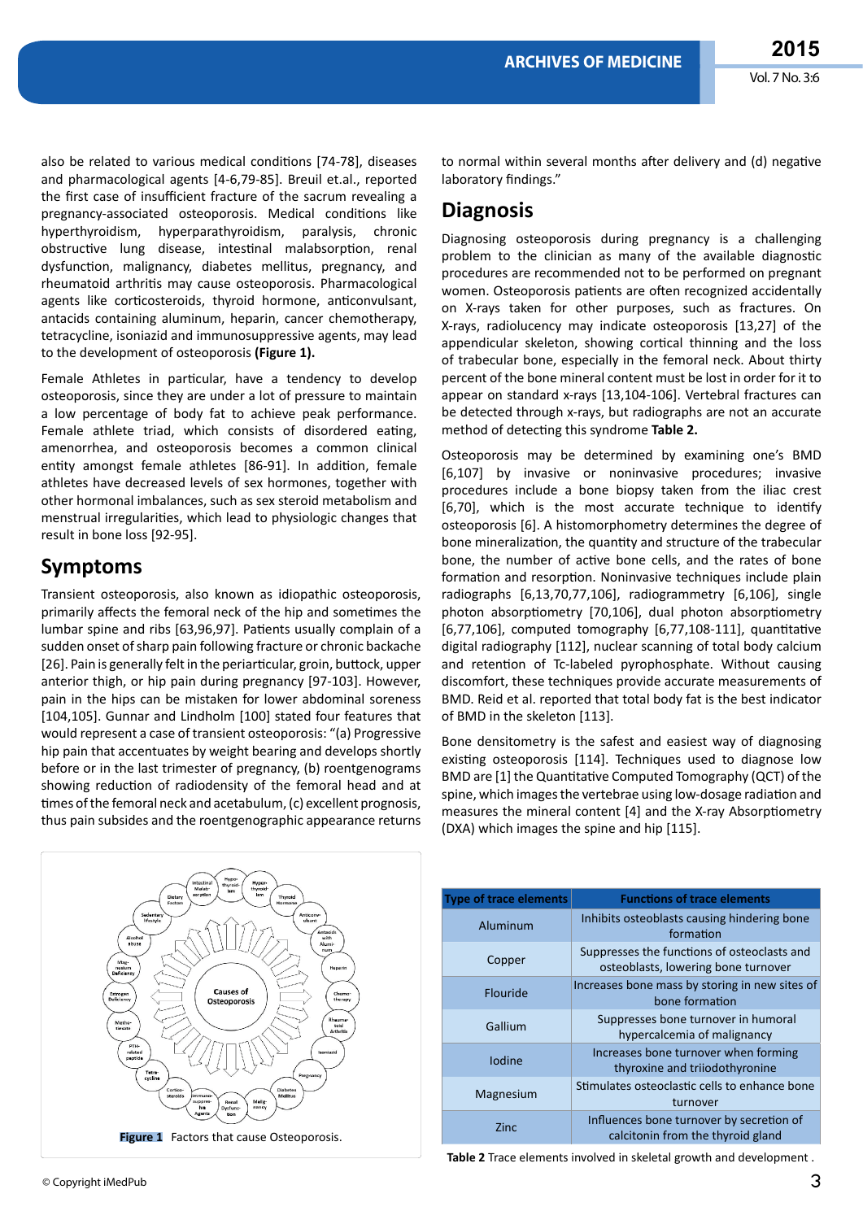also be related to various medical conditions [74-78], diseases and pharmacological agents [4-6,79-85]. Breuil et.al., reported the first case of insufficient fracture of the sacrum revealing a pregnancy-associated osteoporosis. Medical conditions like hyperthyroidism, hyperparathyroidism, paralysis, chronic obstructive lung disease, intestinal malabsorption, renal dysfunction, malignancy, diabetes mellitus, pregnancy, and rheumatoid arthritis may cause osteoporosis. Pharmacological agents like corticosteroids, thyroid hormone, anticonvulsant, antacids containing aluminum, heparin, cancer chemotherapy, tetracycline, isoniazid and immunosuppressive agents, may lead to the development of osteoporosis **(Figure 1).**

Female Athletes in particular, have a tendency to develop osteoporosis, since they are under a lot of pressure to maintain a low percentage of body fat to achieve peak performance. Female athlete triad, which consists of disordered eating, amenorrhea, and osteoporosis becomes a common clinical entity amongst female athletes [86-91]. In addition, female athletes have decreased levels of sex hormones, together with other hormonal imbalances, such as sex steroid metabolism and menstrual irregularities, which lead to physiologic changes that result in bone loss [92-95].

## Symptoms

Transient osteoporosis, also known as idiopathic osteoporosis, primarily affects the femoral neck of the hip and sometimes the lumbar spine and ribs [63,96,97]. Patients usually complain of a sudden onset of sharp pain following fracture or chronic backache [26]. Pain is generally felt in the periarticular, groin, buttock, upper anterior thigh, or hip pain during pregnancy [97-103]. However, pain in the hips can be mistaken for lower abdominal soreness [104,105]. Gunnar and Lindholm [100] stated four features that would represent a case of transient osteoporosis: "(a) Progressive hip pain that accentuates by weight bearing and develops shortly before or in the last trimester of pregnancy, (b) roentgenograms showing reduction of radiodensity of the femoral head and at times of the femoral neck and acetabulum, (c) excellent prognosis, thus pain subsides and the roentgenographic appearance returns to normal within several months after delivery and (d) negative laboratory findings."

**Figure 1** Factors that cause Osteoporosis.

## Diagnosis

Diagnosing osteoporosis during pregnancy is a challenging problem to the clinician as many of the available diagnostic procedures are recommended not to be performed on pregnant women. Osteoporosis patients are often recognized accidentally on X-rays taken for other purposes, such as fractures. On X-rays, radiolucency may indicate osteoporosis [13,27] of the appendicular skeleton, showing cortical thinning and the loss of trabecular bone, especially in the femoral neck. About thirty percent of the bone mineral content must be lost in order for it to appear on standard x-rays [13,104-106]. Vertebral fractures can be detected through x-rays, but radiographs are not an accurate method of detecting this syndrome **Table 2.**

Osteoporosis may be determined by examining one's BMD [6,107] by invasive or noninvasive procedures; invasive procedures include a bone biopsy taken from the iliac crest [6,70], which is the most accurate technique to identify osteoporosis [6]. A histomorphometry determines the degree of bone mineralization, the quantity and structure of the trabecular bone, the number of active bone cells, and the rates of bone formation and resorption. Noninvasive techniques include plain radiographs [6,13,70,77,106], radiogrammetry [6,106], single photon absorptiometry [70,106], dual photon absorptiometry [6,77,106], computed tomography [6,77,108-111], quantitative digital radiography [112], nuclear scanning of total body calcium and retention of Tc-labeled pyrophosphate. Without causing discomfort, these techniques provide accurate measurements of BMD. Reid et al. reported that total body fat is the best indicator of BMD in the skeleton [113].

Bone densitometry is the safest and easiest way of diagnosing existing osteoporosis [114]. Techniques used to diagnose low BMD are [1] the Quantitative Computed Tomography (QCT) of the spine, which images the vertebrae using low-dosage radiation and measures the mineral content [4] and the X-ray Absorptiometry (DXA) which images the spine and hip [115].

| Type of trace elements | Functions of trace elements |
|---|---|
| Aluminum | Inhibits osteoblasts causing hindering bone formation |
| Copper | Suppresses the functions of osteoclasts and osteoblasts, lowering bone turnover |
| Flouride | Increases bone mass by storing in new sites of bone formation |
| Gallium | Suppresses bone turnover in humoral hypercalcemia of malignancy |
| Iodine | Increases bone turnover when forming thyroxine and triiodothyronine |
| Magnesium | Stimulates osteoclastic cells to enhance bone turnover |
| Zinc | Influences bone turnover by secretion of calcitonin from the thyroid gland |

**Table 2** Trace elements involved in skeletal growth and development .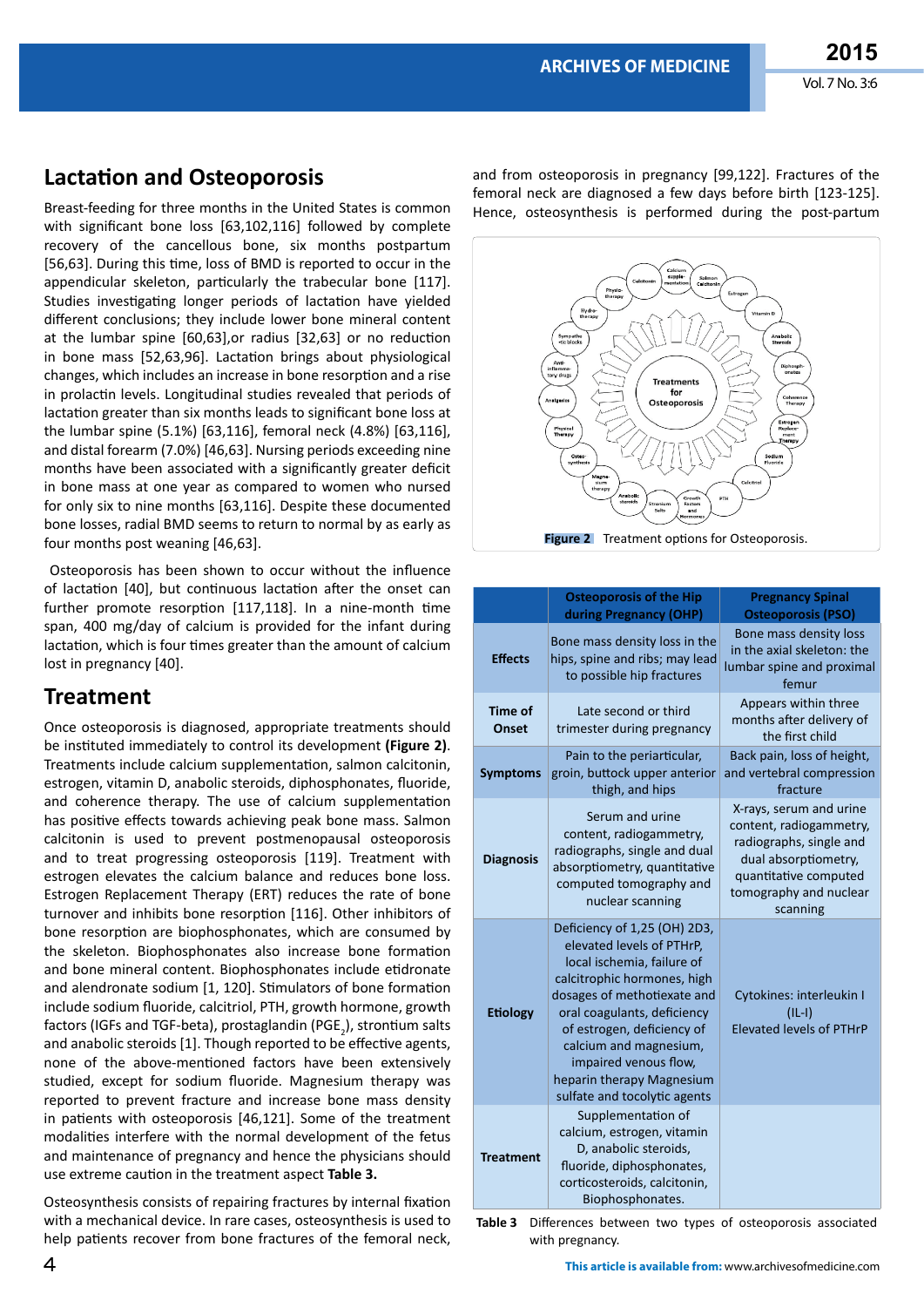## Lactation and Osteoporosis

Breast-feeding for three months in the United States is common with significant bone loss [63,102,116] followed by complete recovery of the cancellous bone, six months postpartum [56,63]. During this time, loss of BMD is reported to occur in the appendicular skeleton, particularly the trabecular bone [117]. Studies investigating longer periods of lactation have yielded different conclusions; they include lower bone mineral content at the lumbar spine [60,63],or radius [32,63] or no reduction in bone mass [52,63,96]. Lactation brings about physiological changes, which includes an increase in bone resorption and a rise in prolactin levels. Longitudinal studies revealed that periods of lactation greater than six months leads to significant bone loss at the lumbar spine (5.1%) [63,116], femoral neck (4.8%) [63,116], and distal forearm (7.0%) [46,63]. Nursing periods exceeding nine months have been associated with a significantly greater deficit in bone mass at one year as compared to women who nursed for only six to nine months [63,116]. Despite these documented bone losses, radial BMD seems to return to normal by as early as four months post weaning [46,63].

Osteoporosis has been shown to occur without the influence of lactation [40], but continuous lactation after the count can further promote resorption [117,118]. In a nine-month time span, 400 mg/day of calcium is provided for the infant during lactation, which is four times greater than the amount of calcium lost in pregnancy [40].

## Treatment

Once osteoporosis is diagnosed, appropriate treatments should be instituted immediately to control its development **(Figure 2)**. Treatments include calcium supplementation, salmon calcitonin, estrogen, vitamin D, anabolic steroids, diphosphonates, fluoride, and coherence therapy. The use of calcium supplementation has positive effects towards achieving peak bone mass. Salmon calcitonin is used to prevent postmenopausal osteoporosis and to treat progressing osteoporosis [119]. Treatment with estrogen elevates the calcium balance and reduces bone loss. Estrogen Replacement Therapy (ERT) reduces the rate of bone turnover and inhibits bone resorption [116]. Other inhibitors of bone resorption are biophosphonates, which are consumed by the skeleton. Biophosphonates also increase bone formation and bone mineral content. Biophosphonates include etidronate and alendronate sodium [1, 120]. Stimulators of bone formation include sodium fluoride, calcitriol, PTH, growth hormone, growth factors (IGFs and TGF-beta), prostaglandin ($PGE_2$), strontium salts and anabolic steroids [1]. Though reported to be effective agents, none of the above-mentioned factors have been extensively studied, except for sodium fluoride. Magnesium therapy was reported to prevent fracture and increase bone mass density in patients with osteoporosis [46,121]. Some of the treatment modalities interfere with the normal development of the fetus and maintenance of pregnancy and hence the physicians should use extreme caution in the treatment aspect **Table 3.**

Osteosynthesis consists of repairing fractures by internal fixation with a mechanical device. In rare cases, osteosynthesis is used to help patients recover from bone fractures of the femoral neck, and from osteoporosis in pregnancy [99,122]. Fractures of the femoral neck are diagnosed a few days before birth [123-125]. Hence, osteosynthesis is performed during the post-partum

**Figure 2** Treatment options for Osteoporosis.

| | Osteoporosis of the Hip during Pregnancy (OHP) | Pregnancy Spinal Osteoporosis (PSO) |
|---|---|---|
| **Effects** | Bone mass density loss in the hips, spine and ribs; may lead to possible hip fractures | Bone mass density loss in the axial skeleton: the lumbar spine and proximal femur |
| **Time of Onset** | Late second or third trimester during pregnancy | Appears within three months after delivery of the first child |
| **Symptoms** | Pain to the periarticular, groin, buttock upper anterior thigh, and hips | Back pain, loss of height, and vertebral compression fracture |
| **Diagnosis** | Serum and urine content, radiogammetry, radiographs, single and dual absorptiometry, quantitative computed tomography and nuclear scanning | X-rays, serum and urine content, radiogammetry, radiographs, single and dual absorptiometry, quantitative computed tomography and nuclear scanning |
| **Etiology** | Deficiency of 1,25 (OH) 2D3, elevated levels of PTHrP, local ischemia, failure of calcitrophic hormones, high dosages of methotiexate and oral coagulants, deficiency of estrogen, deficiency of calcium and magnesium, impaired venous flow, heparin therapy Magnesium sulfate and tocolytic agents | Cytokines: interleukin I (IL-I) Elevated levels of PTHrP |
| **Treatment** | Supplementation of calcium, estrogen, vitamin D, anabolic steroids, fluoride, diphosphonates, corticosteroids, calcitonin, Biophosphonates. | |

**Table 3** Differences between two types of osteoporosis associated with pregnancy.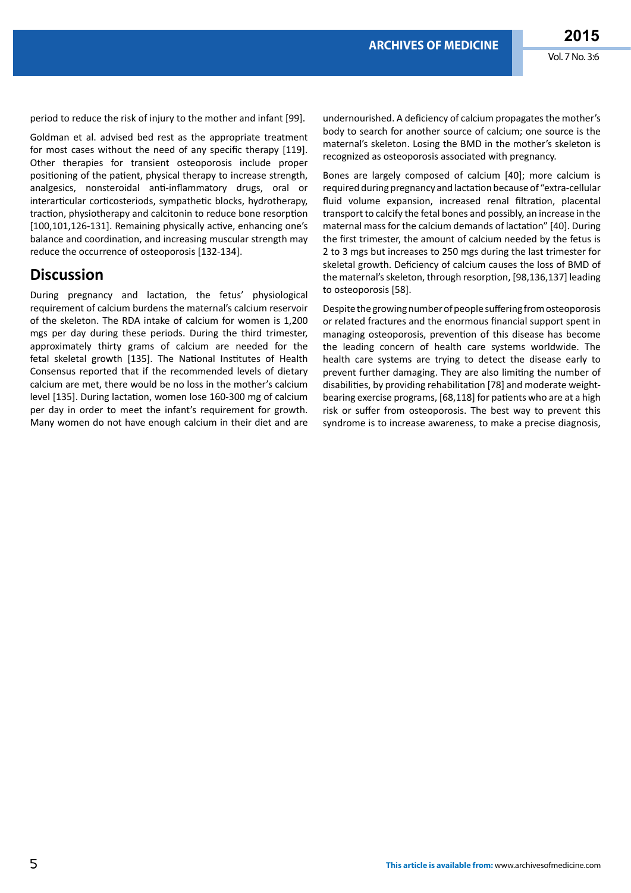period to reduce the risk of injury to the mother and infant [99].

Goldman et al. advised bed rest as the appropriate treatment for most cases without the need of any specific therapy [119]. Other therapies for transient osteoporosis include proper positioning of the patient, physical therapy to increase strength, analgesics, nonsteroidal anti-inflammatory drugs, oral or interarticular corticosteriods, sympathetic blocks, hydrotherapy, traction, physiotherapy and calcitonin to reduce bone resorption [100,101,126-131]. Remaining physically active, enhancing one's balance and coordination, and increasing muscular strength may reduce the occurrence of osteoporosis [132-134].

## Discussion

During pregnancy and lactation, the fetus' physiological requirement of calcium burdens the maternal's calcium reservoir of the skeleton. The RDA intake of calcium for women is 1,200 mgs per day during these periods. During the third trimester, approximately thirty grams of calcium are needed for the fetal skeletal growth [135]. The National Institutes of Health Consensus reported that if the recommended levels of dietary calcium are met, there would be no loss in the mother's calcium level [135]. During lactation, women lose 160-300 mg of calcium per day in order to meet the infant's requirement for growth. Many women do not have enough calcium in their diet and are undernourished. A deficiency of calcium propagates the mother's body to search for another source of calcium; one source is the maternal's skeleton. Losing the BMD in the mother's skeleton is recognized as osteoporosis associated with pregnancy.

Bones are largely composed of calcium [40]; more calcium is required during pregnancy and lactation because of "extra-cellular fluid volume expansion, increased renal filtration, placental transport to calcify the fetal bones and possibly, an increase in the maternal mass for the calcium demands of lactation" [40]. During the first trimester, the amount of calcium needed by the fetus is 2 to 3 mgs but increases to 250 mgs during the last trimester for skeletal growth. Deficiency of calcium causes the loss of BMD of the maternal's skeleton, through resorption, [98,136,137] leading to osteoporosis [58].

Despite the growing number of people suffering from osteoporosis or related fractures and the enormous financial support spent in managing osteoporosis, prevention of this disease has become the leading concern of health care systems worldwide. The health care systems are trying to detect the disease early to prevent further damaging. They are also limiting the number of disabilities, by providing rehabilitation [78] and moderate weight-bearing exercise programs, [68,118] for patients who are at a high risk or suffer from osteoporosis. The best way to prevent this syndrome is to increase awareness, to make a precise diagnosis,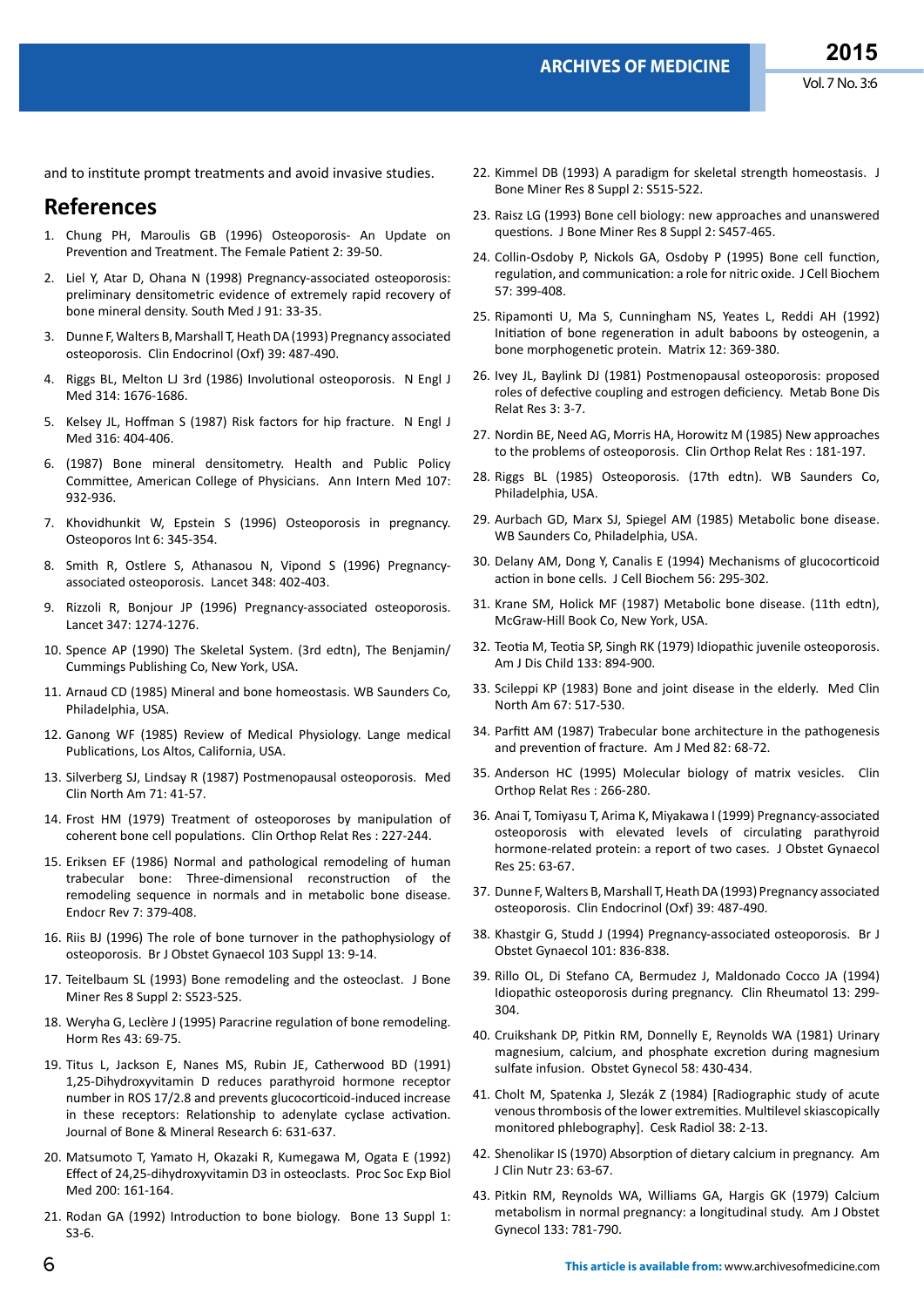and to institute prompt treatments and avoid invasive studies.

## References

1. Chung PH, Maroulis GB (1996) Osteoporosis- An Update on Prevention and Treatment. The Female Patient 2: 39-50.
2. Liel Y, Atar D, Ohana N (1998) Pregnancy-associated osteoporosis: preliminary densitometric evidence of extremely rapid recovery of bone mineral density. South Med J 91: 33-35.
3. Dunne F, Walters B, Marshall T, Heath DA (1993) Pregnancy associated osteoporosis. Clin Endocrinol (Oxf) 39: 487-490.
4. Riggs BL, Melton LJ 3rd (1986) Involutional osteoporosis. N Engl J Med 314: 1676-1686.
5. Kelsey JL, Hoffman S (1987) Risk factors for hip fracture. N Engl J Med 316: 404-406.
6. (1987) Bone mineral densitometry. Health and Public Policy Committee, American College of Physicians. Ann Intern Med 107: 932-936.
7. Khovidhunkit W, Epstein S (1996) Osteoporosis in pregnancy. Osteoporos Int 6: 345-354.
8. Smith R, Ostlere S, Athanasou N, Vipond S (1996) Pregnancy-associated osteoporosis. Lancet 348: 402-403.
9. Rizzoli R, Bonjour JP (1996) Pregnancy-associated osteoporosis. Lancet 347: 1274-1276.
10. Spence AP (1990) The Skeletal System. (3rd edtn), The Benjamin/Cummings Publishing Co, New York, USA.
11. Arnaud CD (1985) Mineral and bone homeostasis. WB Saunders Co, Philadelphia, USA.
12. Ganong WF (1985) Review of Medical Physiology. Lange medical Publications, Los Altos, California, USA.
13. Silverberg SJ, Lindsay R (1987) Postmenopausal osteoporosis. Med Clin North Am 71: 41-57.
14. Frost HM (1979) Treatment of osteoporoses by manipulation of coherent bone cell populations. Clin Orthop Relat Res : 227-244.
15. Eriksen EF (1986) Normal and pathological remodeling of human trabecular bone: Three-dimensional reconstruction of the remodeling sequence in normals and in metabolic bone disease. Endocr Rev 7: 379-408.
16. Riis BJ (1996) The role of bone turnover in the pathophysiology of osteoporosis. Br J Obstet Gynaecol 103 Suppl 13: 9-14.
17. Teitelbaum SL (1993) Bone remodeling and the osteoclast. J Bone Miner Res 8 Suppl 2: S523-525.
18. Weryha G, Leclère J (1995) Paracrine regulation of bone remodeling. Horm Res 43: 69-75.
19. Titus L, Jackson E, Nanes MS, Rubin JE, Catherwood BD (1991) 1,25-Dihydroxyvitamin D reduces parathyroid hormone receptor number in ROS 17/2.8 and prevents glucocorticoid-induced increase in these receptors: Relationship to adenylate cyclase activation. Journal of Bone & Mineral Research 6: 631-637.
20. Matsumoto T, Yamato H, Okazaki R, Kumegawa M, Ogata E (1992) Effect of 24,25-dihydroxyvitamin D3 in osteoclasts. Proc Soc Exp Biol Med 200: 161-164.
21. Rodan GA (1992) Introduction to bone biology. Bone 13 Suppl 1: S3-6.
22. Kimmel DB (1993) A paradigm for skeletal strength homeostasis. J Bone Miner Res 8 Suppl 2: S515-522.
23. Raisz LG (1993) Bone cell biology: new approaches and unanswered questions. J Bone Miner Res 8 Suppl 2: S457-465.
24. Collin-Osdoby P, Nickols GA, Osdoby P (1995) Bone cell function, regulation, and communication: a role for nitric oxide. J Cell Biochem 57: 399-408.
25. Ripamonti U, Ma S, Cunningham NS, Yeates L, Reddi AH (1992) Initiation of bone regeneration in adult baboons by osteogenin, a bone morphogenetic protein. Matrix 12: 369-380.
26. Ivey JL, Baylink DJ (1981) Postmenopausal osteoporosis: proposed roles of defective coupling and estrogen deficiency. Metab Bone Dis Relat Res 3: 3-7.
27. Nordin BE, Need AG, Morris HA, Horowitz M (1985) New approaches to the problems of osteoporosis. Clin Orthop Relat Res : 181-197.
28. Riggs BL (1985) Osteoporosis. (17th edtn). WB Saunders Co, Philadelphia, USA.
29. Aurbach GD, Marx SJ, Spiegel AM (1985) Metabolic bone disease. WB Saunders Co, Philadelphia, USA.
30. Delany AM, Dong Y, Canalis E (1994) Mechanisms of glucocorticoid action in bone cells. J Cell Biochem 56: 295-302.
31. Krane SM, Holick MF (1987) Metabolic bone disease. (11th edtn), McGraw-Hill Book Co, New York, USA.
32. Teotia M, Teotia SP, Singh RK (1979) Idiopathic juvenile osteoporosis. Am J Dis Child 133: 894-900.
33. Scileppi KP (1983) Bone and joint disease in the elderly. Med Clin North Am 67: 517-530.
34. Parfitt AM (1987) Trabecular bone architecture in the pathogenesis and prevention of fracture. Am J Med 82: 68-72.
35. Anderson HC (1995) Molecular biology of matrix vesicles. Clin Orthop Relat Res : 266-280.
36. Anai T, Tomiyasu T, Arima K, Miyakawa I (1999) Pregnancy-associated osteoporosis with elevated levels of circulating parathyroid hormone-related protein: a report of two cases. J Obstet Gynaecol Res 25: 63-67.
37. Dunne F, Walters B, Marshall T, Heath DA (1993) Pregnancy associated osteoporosis. Clin Endocrinol (Oxf) 39: 487-490.
38. Khastgir G, Studd J (1994) Pregnancy-associated osteoporosis. Br J Obstet Gynaecol 101: 836-838.
39. Rillo OL, Di Stefano CA, Bermudez J, Maldonado Cocco JA (1994) Idiopathic osteoporosis during pregnancy. Clin Rheumatol 13: 299-304.
40. Cruikshank DP, Pitkin RM, Donnelly E, Reynolds WA (1981) Urinary magnesium, calcium, and phosphate excretion during magnesium sulfate infusion. Obstet Gynecol 58: 430-434.
41. Cholt M, Spatenka J, Slezák Z (1984) [Radiographic study of acute venous thrombosis of the lower extremities. Multilevel skiascopically monitored phlebography]. Cesk Radiol 38: 2-13.
42. Shenolikar IS (1970) Absorption of dietary calcium in pregnancy. Am J Clin Nutr 23: 63-67.
43. Pitkin RM, Reynolds WA, Williams GA, Hargis GK (1979) Calcium metabolism in normal pregnancy: a longitudinal study. Am J Obstet Gynecol 133: 781-790.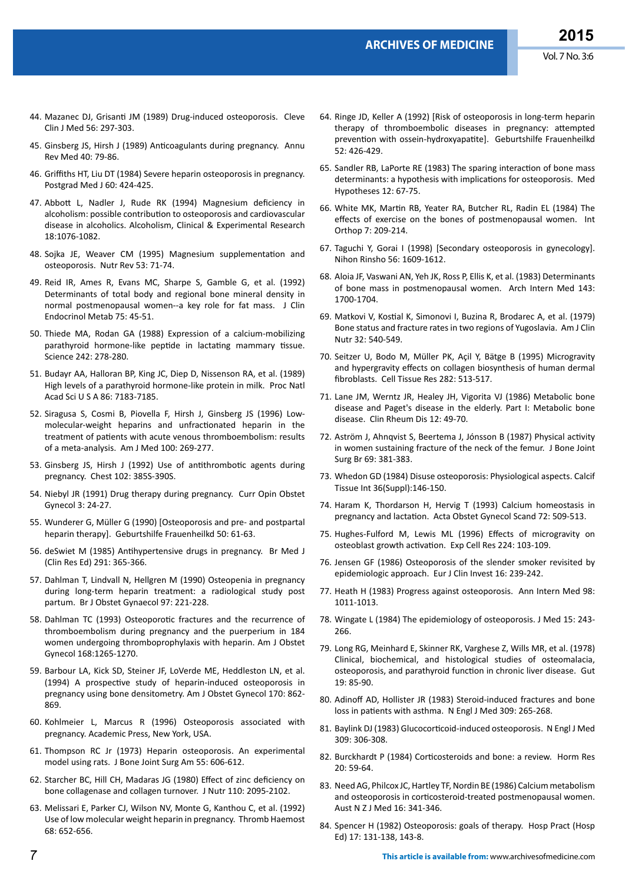44. Mazanec DJ, Grisanti JM (1989) Drug-induced osteoporosis. Cleve Clin J Med 56: 297-303.

45. Ginsberg JS, Hirsh J (1989) Anticoagulants during pregnancy. Annu Rev Med 40: 79-86.

46. Griffiths HT, Liu DT (1984) Severe heparin osteoporosis in pregnancy. Postgrad Med J 60: 424-425.

47. Abbott L, Nadler J, Rude RK (1994) Magnesium deficiency in alcoholism: possible contribution to osteoporosis and cardiovascular disease in alcoholics. Alcoholism, Clinical & Experimental Research 18:1076-1082.

48. Sojka JE, Weaver CM (1995) Magnesium supplementation and osteoporosis. Nutr Rev 53: 71-74.

49. Reid IR, Ames R, Evans MC, Sharpe S, Gamble G, et al. (1992) Determinants of total body and regional bone mineral density in normal postmenopausal women--a key role for fat mass. J Clin Endocrinol Metab 75: 45-51.

50. Thiede MA, Rodan GA (1988) Expression of a calcium-mobilizing parathyroid hormone-like peptide in lactating mammary tissue. Science 242: 278-280.

51. Budayr AA, Halloran BP, King JC, Diep D, Nissenson RA, et al. (1989) High levels of a parathyroid hormone-like protein in milk. Proc Natl Acad Sci U S A 86: 7183-7185.

52. Siragusa S, Cosmi B, Piovella F, Hirsh J, Ginsberg JS (1996) Low-molecular-weight heparins and unfractionated heparin in the treatment of patients with acute venous thromboembolism: results of a meta-analysis. Am J Med 100: 269-277.

53. Ginsberg JS, Hirsh J (1992) Use of antithrombotic agents during pregnancy. Chest 102: 385S-390S.

54. Niebyl JR (1991) Drug therapy during pregnancy. Curr Opin Obstet Gynecol 3: 24-27.

55. Wunderer G, Müller G (1990) [Osteoporosis and pre- and postpartal heparin therapy]. Geburtshilfe Frauenheilkd 50: 61-63.

56. deSwiet M (1985) Antihypertensive drugs in pregnancy. Br Med J (Clin Res Ed) 291: 365-366.

57. Dahlman T, Lindvall N, Hellgren M (1990) Osteopenia in pregnancy during long-term heparin treatment: a radiological study post partum. Br J Obstet Gynaecol 97: 221-228.

58. Dahlman TC (1993) Osteoporotic fractures and the recurrence of thromboembolism during pregnancy and the puerperium in 184 women undergoing thromboprophylaxis with heparin. Am J Obstet Gynecol 168:1265-1270.

59. Barbour LA, Kick SD, Steiner JF, LoVerde ME, Heddleston LN, et al. (1994) A prospective study of heparin-induced osteoporosis in pregnancy using bone densitometry. Am J Obstet Gynecol 170: 862-869.

60. Kohlmeier L, Marcus R (1996) Osteoporosis associated with pregnancy. Academic Press, New York, USA.

61. Thompson RC Jr (1973) Heparin osteoporosis. An experimental model using rats. J Bone Joint Surg Am 55: 606-612.

62. Starcher BC, Hill CH, Madaras JG (1980) Effect of zinc deficiency on bone collagenase and collagen turnover. J Nutr 110: 2095-2102.

63. Melissari E, Parker CJ, Wilson NV, Monte G, Kanthou C, et al. (1992) Use of low molecular weight heparin in pregnancy. Thromb Haemost 68: 652-656.

64. Ringe JD, Keller A (1992) [Risk of osteoporosis in long-term heparin therapy of thromboembolic diseases in pregnancy: attempted prevention with ossein-hydroxyapatite]. Geburtshilfe Frauenheilkd 52: 426-429.

65. Sandler RB, LaPorte RE (1983) The sparing interaction of bone mass determinants: a hypothesis with implications for osteoporosis. Med Hypotheses 12: 67-75.

66. White MK, Martin RB, Yeater RA, Butcher RL, Radin EL (1984) The effects of exercise on the bones of postmenopausal women. Int Orthop 7: 209-214.

67. Taguchi Y, Gorai I (1998) [Secondary osteoporosis in gynecology]. Nihon Rinsho 56: 1609-1612.

68. Aloia JF, Vaswani AN, Yeh JK, Ross P, Ellis K, et al. (1983) Determinants of bone mass in postmenopausal women. Arch Intern Med 143: 1700-1704.

69. Matkovi V, Kostial K, Simonovi I, Buzina R, Brodarec A, et al. (1979) Bone status and fracture rates in two regions of Yugoslavia. Am J Clin Nutr 32: 540-549.

70. Seitzer U, Bodo M, Müller PK, Açil Y, Bätge B (1995) Microgravity and hypergravity effects on collagen biosynthesis of human dermal fibroblasts. Cell Tissue Res 282: 513-517.

71. Lane JM, Werntz JR, Healey JH, Vigorita VJ (1986) Metabolic bone disease and Paget's disease in the elderly. Part I: Metabolic bone disease. Clin Rheum Dis 12: 49-70.

72. Aström J, Ahnqvist S, Beertema J, Jónsson B (1987) Physical activity in women sustaining fracture of the neck of the femur. J Bone Joint Surg Br 69: 381-383.

73. Whedon GD (1984) Disuse osteoporosis: Physiological aspects. Calcif Tissue Int 36(Suppl):146-150.

74. Haram K, Thordarson H, Hervig T (1993) Calcium homeostasis in pregnancy and lactation. Acta Obstet Gynecol Scand 72: 509-513.

75. Hughes-Fulford M, Lewis ML (1996) Effects of microgravity on osteoblast growth activation. Exp Cell Res 224: 103-109.

76. Jensen GF (1986) Osteoporosis of the slender smoker revisited by epidemiologic approach. Eur J Clin Invest 16: 239-242.

77. Heath H (1983) Progress against osteoporosis. Ann Intern Med 98: 1011-1013.

78. Wingate L (1984) The epidemiology of osteoporosis. J Med 15: 243-266.

79. Long RG, Meinhard E, Skinner RK, Varghese Z, Wills MR, et al. (1978) Clinical, biochemical, and histological studies of osteomalacia, osteoporosis, and parathyroid function in chronic liver disease. Gut 19: 85-90.

80. Adinoff AD, Hollister JR (1983) Steroid-induced fractures and bone loss in patients with asthma. N Engl J Med 309: 265-268.

81. Baylink DJ (1983) Glucocorticoid-induced osteoporosis. N Engl J Med 309: 306-308.

82. Burckhardt P (1984) Corticosteroids and bone: a review. Horm Res 20: 59-64.

83. Need AG, Philcox JC, Hartley TF, Nordin BE (1986) Calcium metabolism and osteoporosis in corticosteroid-treated postmenopausal women. Aust N Z J Med 16: 341-346.

84. Spencer H (1982) Osteoporosis: goals of therapy. Hosp Pract (Hosp Ed) 17: 131-138, 143-8.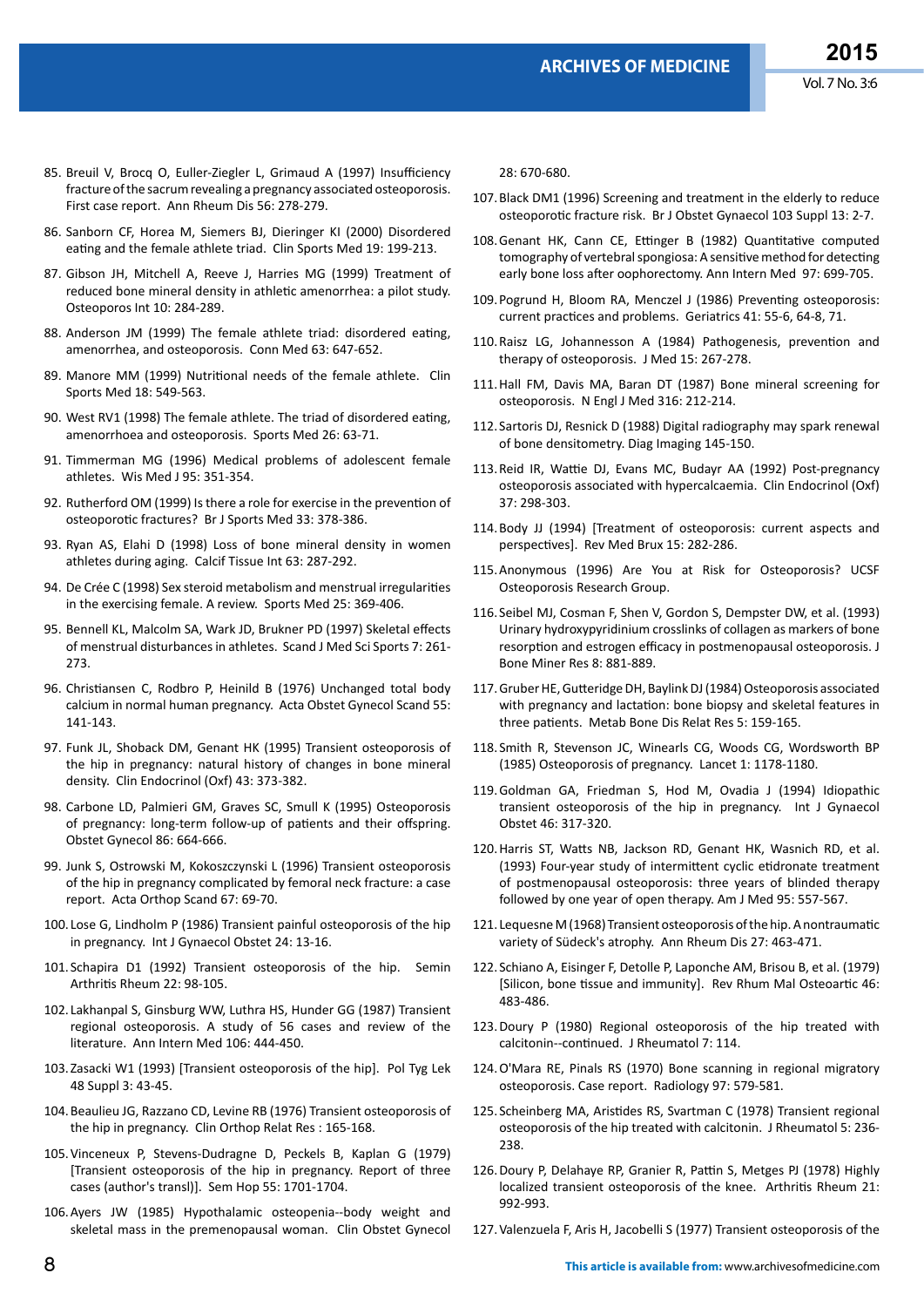85. Breuil V, Brocq O, Euller-Ziegler L, Grimaud A (1997) Insufficiency fracture of the sacrum revealing a pregnancy associated osteoporosis. First case report. Ann Rheum Dis 56: 278-279.

86. Sanborn CF, Horea M, Siemers BJ, Dieringer KI (2000) Disordered eating and the female athlete triad. Clin Sports Med 19: 199-213.

87. Gibson JH, Mitchell A, Reeve J, Harries MG (1999) Treatment of reduced bone mineral density in athletic amenorrhea: a pilot study. Osteoporos Int 10: 284-289.

88. Anderson JM (1999) The female athlete triad: disordered eating, amenorrhea, and osteoporosis. Conn Med 63: 647-652.

89. Manore MM (1999) Nutritional needs of the female athlete. Clin Sports Med 18: 549-563.

90. West RV1 (1998) The female athlete. The triad of disordered eating, amenorrhoea and osteoporosis. Sports Med 26: 63-71.

91. Timmerman MG (1996) Medical problems of adolescent female athletes. Wis Med J 95: 351-354.

92. Rutherford OM (1999) Is there a role for exercise in the prevention of osteoporotic fractures? Br J Sports Med 33: 378-386.

93. Ryan AS, Elahi D (1998) Loss of bone mineral density in women athletes during aging. Calcif Tissue Int 63: 287-292.

94. De Crée C (1998) Sex steroid metabolism and menstrual irregularities in the exercising female. A review. Sports Med 25: 369-406.

95. Bennell KL, Malcolm SA, Wark JD, Brukner PD (1997) Skeletal effects of menstrual disturbances in athletes. Scand J Med Sci Sports 7: 261-273.

96. Christiansen C, Rodbro P, Heinild B (1976) Unchanged total body calcium in normal human pregnancy. Acta Obstet Gynecol Scand 55: 141-143.

97. Funk JL, Shoback DM, Genant HK (1995) Transient osteoporosis of the hip in pregnancy: natural history of changes in bone mineral density. Clin Endocrinol (Oxf) 43: 373-382.

98. Carbone LD, Palmieri GM, Graves SC, Smull K (1995) Osteoporosis of pregnancy: long-term follow-up of patients and their offspring. Obstet Gynecol 86: 664-666.

99. Junk S, Ostrowski M, Kokoszczynski L (1996) Transient osteoporosis of the hip in pregnancy complicated by femoral neck fracture: a case report. Acta Orthop Scand 67: 69-70.

100. Lose G, Lindholm P (1986) Transient painful osteoporosis of the hip in pregnancy. Int J Gynaecol Obstet 24: 13-16.

101. Schapira D1 (1992) Transient osteoporosis of the hip. Semin Arthritis Rheum 22: 98-105.

102. Lakhanpal S, Ginsburg WW, Luthra HS, Hunder GG (1987) Transient regional osteoporosis. A study of 56 cases and review of the literature. Ann Intern Med 106: 444-450.

103. Zasacki W1 (1993) [Transient osteoporosis of the hip]. Pol Tyg Lek 48 Suppl 3: 43-45.

104. Beaulieu JG, Razzano CD, Levine RB (1976) Transient osteoporosis of the hip in pregnancy. Clin Orthop Relat Res : 165-168.

105. Vinceneux P, Stevens-Dudragne D, Peckels B, Kaplan G (1979) [Transient osteoporosis of the hip in pregnancy. Report of three cases (author's transl)]. Sem Hop 55: 1701-1704.

106. Ayers JW (1985) Hypothalamic osteopenia--body weight and skeletal mass in the premenopausal woman. Clin Obstet Gynecol 28: 670-680.

107. Black DM1 (1996) Screening and treatment in the elderly to reduce osteoporotic fracture risk. Br J Obstet Gynaecol 103 Suppl 13: 2-7.

108. Genant HK, Cann CE, Ettinger B (1982) Quantitative computed tomography of vertebral spongiosa: A sensitive method for detecting early bone loss after oophorectomy. Ann Intern Med 97: 699-705.

109. Pogrund H, Bloom RA, Menczel J (1986) Preventing osteoporosis: current practices and problems. Geriatrics 41: 55-6, 64-8, 71.

110. Raisz LG, Johannesson A (1984) Pathogenesis, prevention and therapy of osteoporosis. J Med 15: 267-278.

111. Hall FM, Davis MA, Baran DT (1987) Bone mineral screening for osteoporosis. N Engl J Med 316: 212-214.

112. Sartoris DJ, Resnick D (1988) Digital radiography may spark renewal of bone densitometry. Diag Imaging 145-150.

113. Reid IR, Wattie DJ, Evans MC, Budayr AA (1992) Post-pregnancy osteoporosis associated with hypercalcaemia. Clin Endocrinol (Oxf) 37: 298-303.

114. Body JJ (1994) [Treatment of osteoporosis: current aspects and perspectives]. Rev Med Brux 15: 282-286.

115. Anonymous (1996) Are You at Risk for Osteoporosis? UCSF Osteoporosis Research Group.

116. Seibel MJ, Cosman F, Shen V, Gordon S, Dempster DW, et al. (1993) Urinary hydroxypyridinium crosslinks of collagen as markers of bone resorption and estrogen efficacy in postmenopausal osteoporosis. J Bone Miner Res 8: 881-889.

117. Gruber HE, Gutteridge DH, Baylink DJ (1984) Osteoporosis associated with pregnancy and lactation: bone biopsy and skeletal features in three patients. Metab Bone Dis Relat Res 5: 159-165.

118. Smith R, Stevenson JC, Winearls CG, Woods CG, Wordsworth BP (1985) Osteoporosis of pregnancy. Lancet 1: 1178-1180.

119. Goldman GA, Friedman S, Hod M, Ovadia J (1994) Idiopathic transient osteoporosis of the hip in pregnancy. Int J Gynaecol Obstet 46: 317-320.

120. Harris ST, Watts NB, Jackson RD, Genant HK, Wasnich RD, et al. (1993) Four-year study of intermittent cyclic etidronate treatment of postmenopausal osteoporosis: three years of blinded therapy followed by one year of open therapy. Am J Med 95: 557-567.

121. Lequesne M (1968) Transient osteoporosis of the hip. A nontraumatic variety of Südeck's atrophy. Ann Rheum Dis 27: 463-471.

122. Schiano A, Eisinger F, Detolle P, Laponche AM, Brisou B, et al. (1979) [Silicon, bone tissue and immunity]. Rev Rhum Mal Osteoartic 46: 483-486.

123. Doury P (1980) Regional osteoporosis of the hip treated with calcitonin--continued. J Rheumatol 7: 114.

124. O'Mara RE, Pinals RS (1970) Bone scanning in regional migratory osteoporosis. Case report. Radiology 97: 579-581.

125. Scheinberg MA, Aristides RS, Svartman C (1978) Transient regional osteoporosis of the hip treated with calcitonin. J Rheumatol 5: 236-238.

126. Doury P, Delahaye RP, Granier R, Pattin S, Metges PJ (1978) Highly localized transient osteoporosis of the knee. Arthritis Rheum 21: 992-993.

127. Valenzuela F, Aris H, Jacobelli S (1977) Transient osteoporosis of the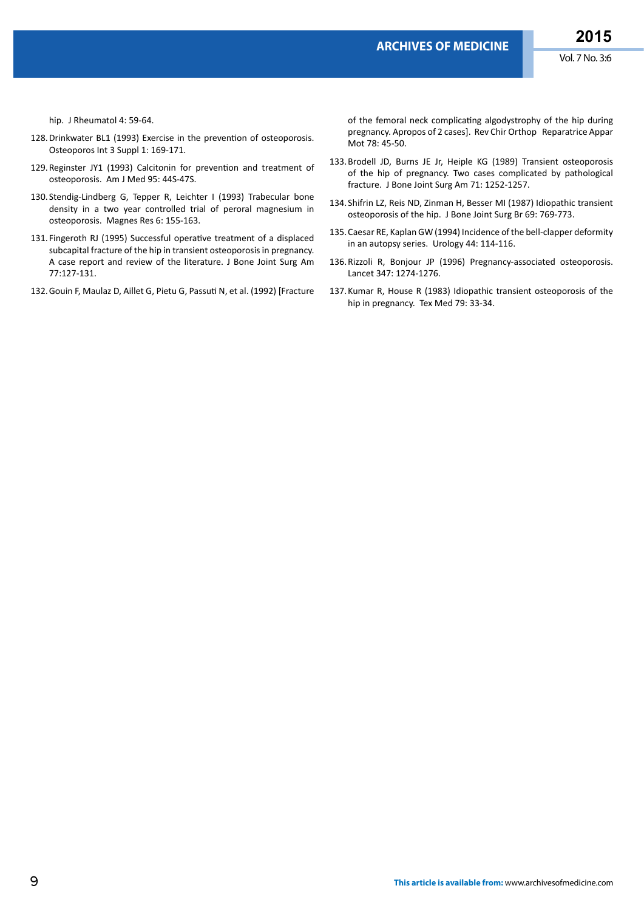hip. J Rheumatol 4: 59-64.

128. Drinkwater BL1 (1993) Exercise in the prevention of osteoporosis. Osteoporos Int 3 Suppl 1: 169-171.

129. Reginster JY1 (1993) Calcitonin for prevention and treatment of osteoporosis. Am J Med 95: 44S-47S.

130. Stendig-Lindberg G, Tepper R, Leichter I (1993) Trabecular bone density in a two year controlled trial of peroral magnesium in osteoporosis. Magnes Res 6: 155-163.

131. Fingeroth RJ (1995) Successful operative treatment of a displaced subcapital fracture of the hip in transient osteoporosis in pregnancy. A case report and review of the literature. J Bone Joint Surg Am 77:127-131.

132. Gouin F, Maulaz D, Aillet G, Pietu G, Passuti N, et al. (1992) [Fracture of the femoral neck complicating algodystrophy of the hip during pregnancy. Apropos of 2 cases]. Rev Chir Orthop Reparatrice Appar Mot 78: 45-50.

133. Brodell JD, Burns JE Jr, Heiple KG (1989) Transient osteoporosis of the hip of pregnancy. Two cases complicated by pathological fracture. J Bone Joint Surg Am 71: 1252-1257.

134. Shifrin LZ, Reis ND, Zinman H, Besser MI (1987) Idiopathic transient osteoporosis of the hip. J Bone Joint Surg Br 69: 769-773.

135. Caesar RE, Kaplan GW (1994) Incidence of the bell-clapper deformity in an autopsy series. Urology 44: 114-116.

136. Rizzoli R, Bonjour JP (1996) Pregnancy-associated osteoporosis. Lancet 347: 1274-1276.

137. Kumar R, House R (1983) Idiopathic transient osteoporosis of the hip in pregnancy. Tex Med 79: 33-34.